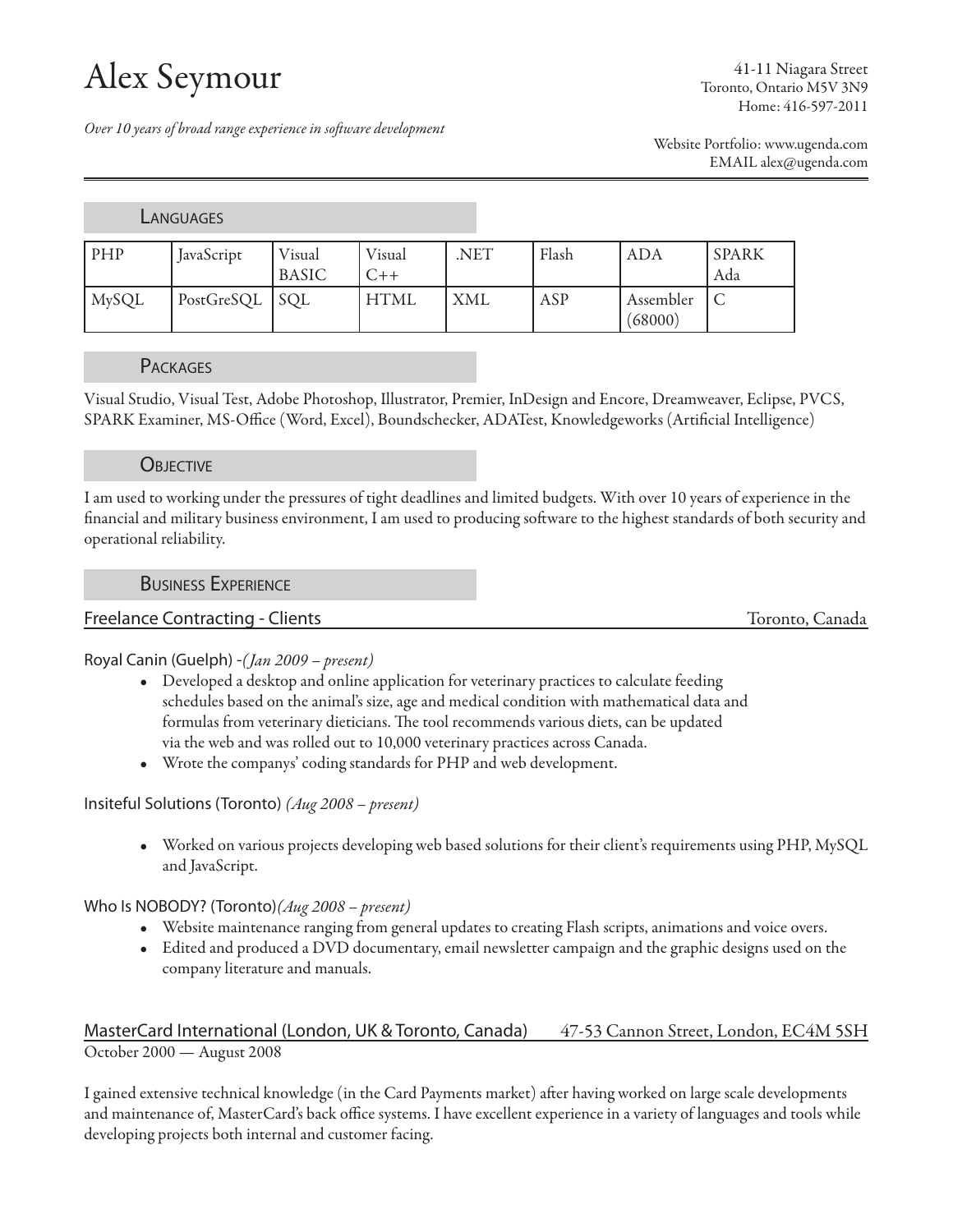# Alex Seymour

41-11 Niagara Street
Toronto, Ontario M5V 3N9
Home: 416-597-2011

*Over 10 years of broad range experience in software development*

Website Portfolio: www.ugenda.com
EMAIL alex@ugenda.com

## Languages

| PHP | JavaScript | Visual BASIC | Visual C++ | .NET | Flash | ADA | SPARK Ada |
|---|---|---|---|---|---|---|---|
| MySQL | PostGreSQL | SQL | HTML | XML | ASP | Assembler (68000) | C |

## Packages

Visual Studio, Visual Test, Adobe Photoshop, Illustrator, Premier, InDesign and Encore, Dreamweaver, Eclipse, PVCS, SPARK Examiner, MS-Office (Word, Excel), Boundschecker, ADATest, Knowledgeworks (Artificial Intelligence)

## Objective

I am used to working under the pressures of tight deadlines and limited budgets. With over 10 years of experience in the financial and military business environment, I am used to producing software to the highest standards of both security and operational reliability.

## Business Experience

### Freelance Contracting - Clients — Toronto, Canada

Royal Canin (Guelph) -*(Jan 2009 – present)*

- Developed a desktop and online application for veterinary practices to calculate feeding schedules based on the animal's size, age and medical condition with mathematical data and formulas from veterinary dieticians. The tool recommends various diets, can be updated via the web and was rolled out to 10,000 veterinary practices across Canada.
- Wrote the companys' coding standards for PHP and web development.

Insiteful Solutions (Toronto) *(Aug 2008 – present)*

- Worked on various projects developing web based solutions for their client's requirements using PHP, MySQL and JavaScript.

Who Is NOBODY? (Toronto)*(Aug 2008 – present)*

- Website maintenance ranging from general updates to creating Flash scripts, animations and voice overs.
- Edited and produced a DVD documentary, email newsletter campaign and the graphic designs used on the company literature and manuals.

### MasterCard International (London, UK & Toronto, Canada) — 47-53 Cannon Street, London, EC4M 5SH

October 2000 — August 2008

I gained extensive technical knowledge (in the Card Payments market) after having worked on large scale developments and maintenance of, MasterCard's back office systems. I have excellent experience in a variety of languages and tools while developing projects both internal and customer facing.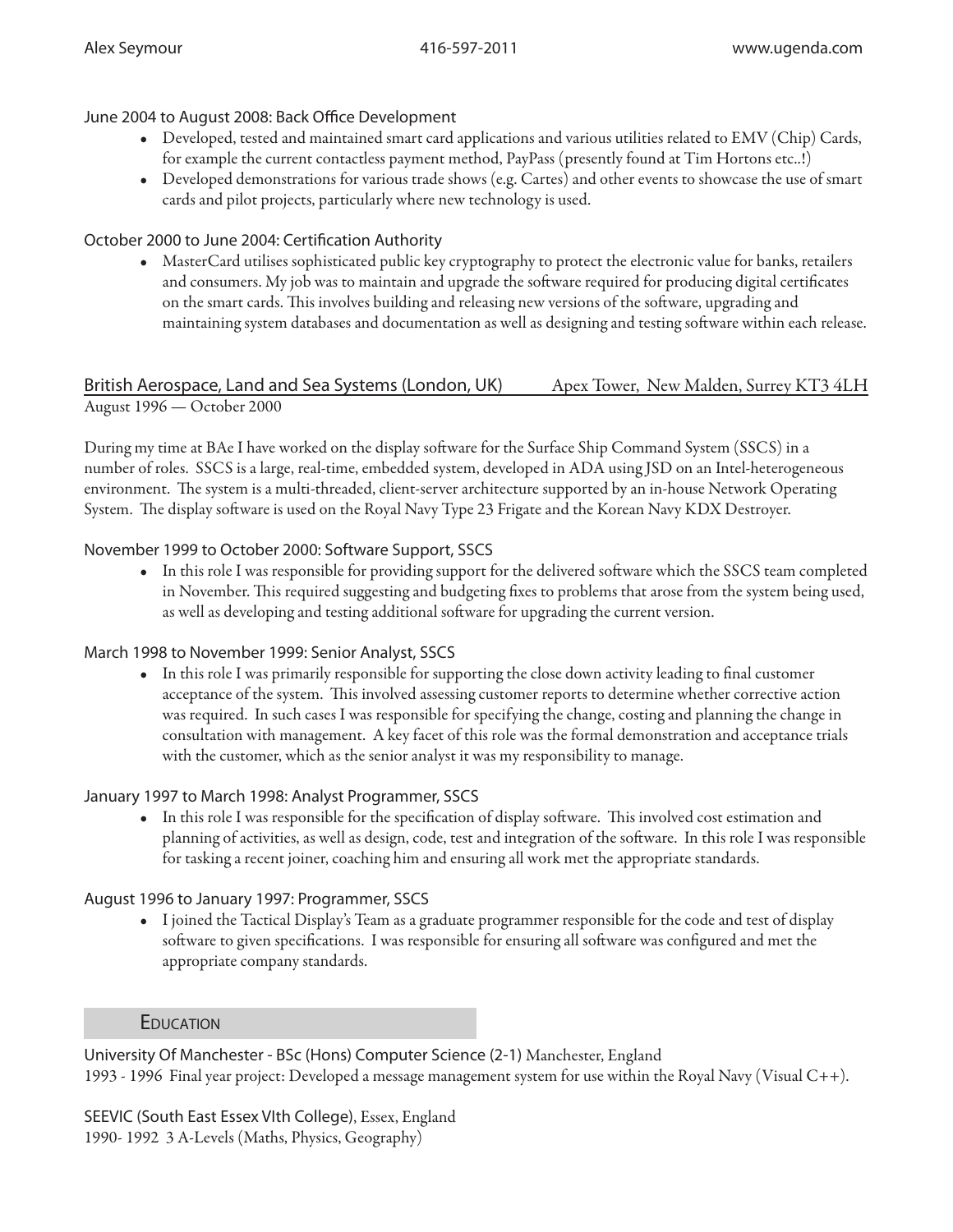### June 2004 to August 2008: Back Office Development

- Developed, tested and maintained smart card applications and various utilities related to EMV (Chip) Cards, for example the current contactless payment method, PayPass (presently found at Tim Hortons etc..!)
- Developed demonstrations for various trade shows (e.g. Cartes) and other events to showcase the use of smart cards and pilot projects, particularly where new technology is used.

### October 2000 to June 2004: Certification Authority

- MasterCard utilises sophisticated public key cryptography to protect the electronic value for banks, retailers and consumers. My job was to maintain and upgrade the software required for producing digital certificates on the smart cards. This involves building and releasing new versions of the software, upgrading and maintaining system databases and documentation as well as designing and testing software within each release.

## British Aerospace, Land and Sea Systems (London, UK) — Apex Tower, New Malden, Surrey KT3 4LH

August 1996 — October 2000

During my time at BAe I have worked on the display software for the Surface Ship Command System (SSCS) in a number of roles. SSCS is a large, real-time, embedded system, developed in ADA using JSD on an Intel-heterogeneous environment. The system is a multi-threaded, client-server architecture supported by an in-house Network Operating System. The display software is used on the Royal Navy Type 23 Frigate and the Korean Navy KDX Destroyer.

### November 1999 to October 2000: Software Support, SSCS

- In this role I was responsible for providing support for the delivered software which the SSCS team completed in November. This required suggesting and budgeting fixes to problems that arose from the system being used, as well as developing and testing additional software for upgrading the current version.

### March 1998 to November 1999: Senior Analyst, SSCS

- In this role I was primarily responsible for supporting the close down activity leading to final customer acceptance of the system. This involved assessing customer reports to determine whether corrective action was required. In such cases I was responsible for specifying the change, costing and planning the change in consultation with management. A key facet of this role was the formal demonstration and acceptance trials with the customer, which as the senior analyst it was my responsibility to manage.

### January 1997 to March 1998: Analyst Programmer, SSCS

- In this role I was responsible for the specification of display software. This involved cost estimation and planning of activities, as well as design, code, test and integration of the software. In this role I was responsible for tasking a recent joiner, coaching him and ensuring all work met the appropriate standards.

### August 1996 to January 1997: Programmer, SSCS

- I joined the Tactical Display's Team as a graduate programmer responsible for the code and test of display software to given specifications. I was responsible for ensuring all software was configured and met the appropriate company standards.

## Education

**University Of Manchester - BSc (Hons) Computer Science (2-1)** Manchester, England
1993 - 1996 Final year project: Developed a message management system for use within the Royal Navy (Visual C++).

**SEEVIC (South East Essex VIth College)**, Essex, England
1990- 1992 3 A-Levels (Maths, Physics, Geography)